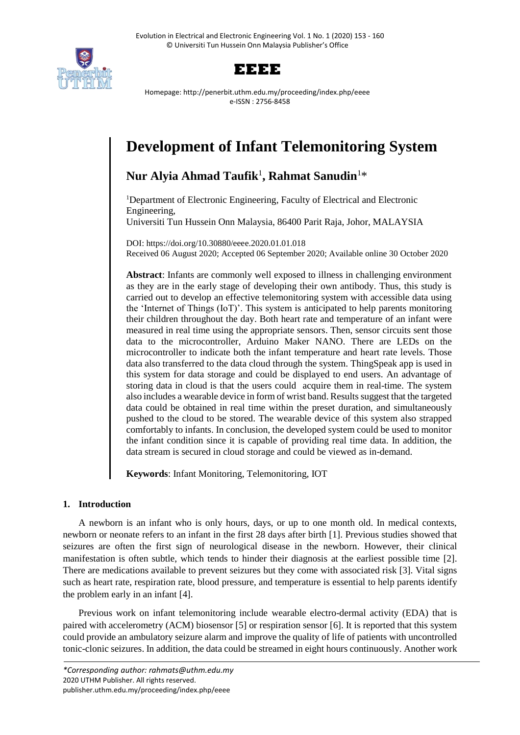# Development of Infant Telemonitoring System

**Nur Alyia Ahmad Taufik**[1], **Rahmat Sanudin**[1]*

[1]Department of Electronic Engineering, Faculty of Electrical and Electronic Engineering,
Universiti Tun Hussein Onn Malaysia, 86400 Parit Raja, Johor, MALAYSIA

DOI: https://doi.org/10.30880/eeee.2020.01.01.018
Received 06 August 2020; Accepted 06 September 2020; Available online 30 October 2020

**Abstract**: Infants are commonly well exposed to illness in challenging environment as they are in the early stage of developing their own antibody. Thus, this study is carried out to develop an effective telemonitoring system with accessible data using the 'Internet of Things (IoT)'. This system is anticipated to help parents monitoring their children throughout the day. Both heart rate and temperature of an infant were measured in real time using the appropriate sensors. Then, sensor circuits sent those data to the microcontroller, Arduino Maker NANO. There are LEDs on the microcontroller to indicate both the infant temperature and heart rate levels. Those data also transferred to the data cloud through the system. ThingSpeak app is used in this system for data storage and could be displayed to end users. An advantage of storing data in cloud is that the users could acquire them in real-time. The system also includes a wearable device in form of wrist band. Results suggest that the targeted data could be obtained in real time within the preset duration, and simultaneously pushed to the cloud to be stored. The wearable device of this system also strapped comfortably to infants. In conclusion, the developed system could be used to monitor the infant condition since it is capable of providing real time data. In addition, the data stream is secured in cloud storage and could be viewed as in-demand.

**Keywords**: Infant Monitoring, Telemonitoring, IOT

## 1. Introduction

A newborn is an infant who is only hours, days, or up to one month old. In medical contexts, newborn or neonate refers to an infant in the first 28 days after birth [1]. Previous studies showed that seizures are often the first sign of neurological disease in the newborn. However, their clinical manifestation is often subtle, which tends to hinder their diagnosis at the earliest possible time [2]. There are medications available to prevent seizures but they come with associated risk [3]. Vital signs such as heart rate, respiration rate, blood pressure, and temperature is essential to help parents identify the problem early in an infant [4].

Previous work on infant telemonitoring include wearable electro-dermal activity (EDA) that is paired with accelerometry (ACM) biosensor [5] or respiration sensor [6]. It is reported that this system could provide an ambulatory seizure alarm and improve the quality of life of patients with uncontrolled tonic-clonic seizures. In addition, the data could be streamed in eight hours continuously. Another work

*\*Corresponding author: rahmats@uthm.edu.my*
2020 UTHM Publisher. All rights reserved.
publisher.uthm.edu.my/proceeding/index.php/eeee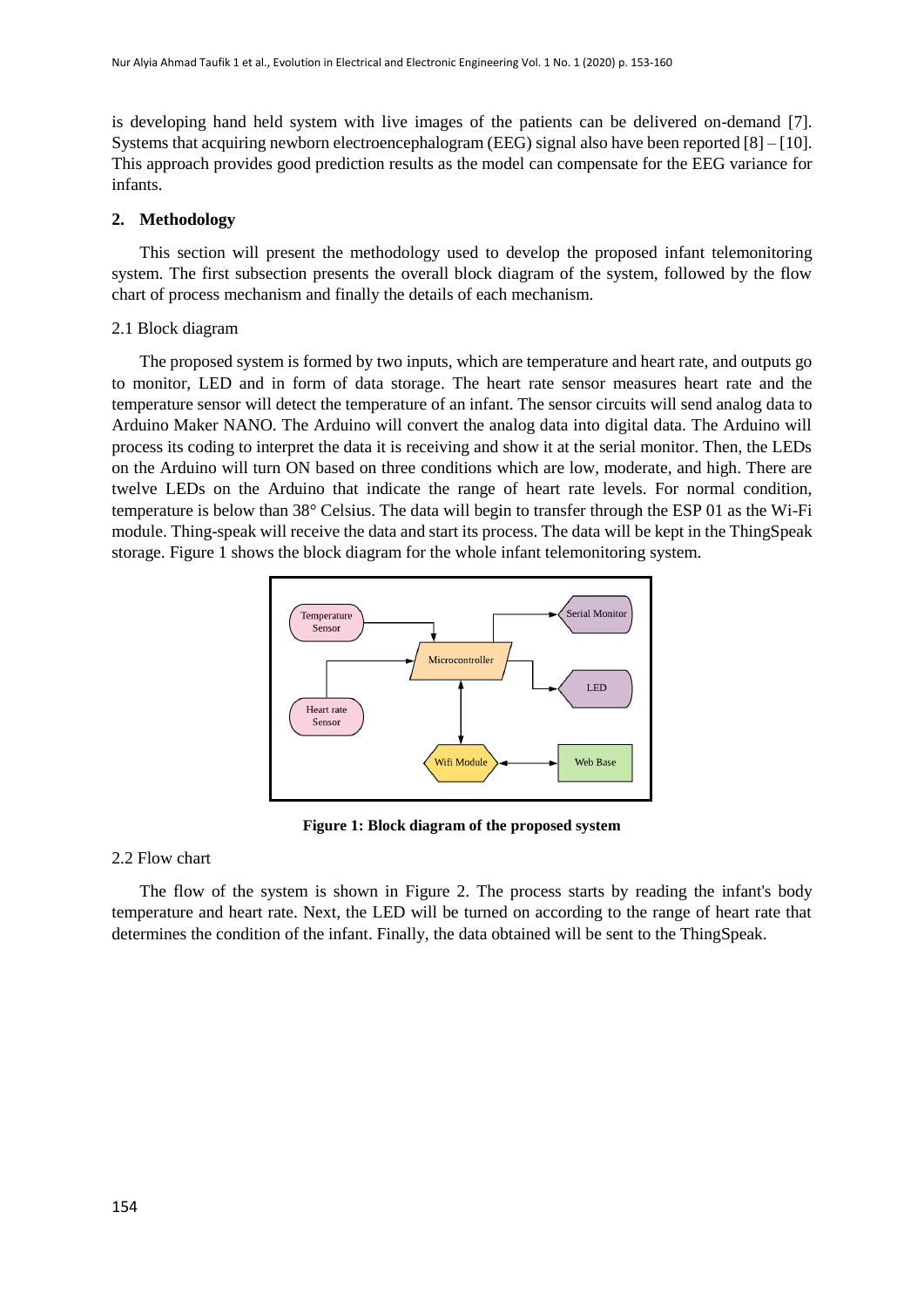is developing hand held system with live images of the patients can be delivered on-demand [7]. Systems that acquiring newborn electroencephalogram (EEG) signal also have been reported [8] – [10]. This approach provides good prediction results as the model can compensate for the EEG variance for infants.

## 2. Methodology

This section will present the methodology used to develop the proposed infant telemonitoring system. The first subsection presents the overall block diagram of the system, followed by the flow chart of process mechanism and finally the details of each mechanism.

### 2.1 Block diagram

The proposed system is formed by two inputs, which are temperature and heart rate, and outputs go to monitor, LED and in form of data storage. The heart rate sensor measures heart rate and the temperature sensor will detect the temperature of an infant. The sensor circuits will send analog data to Arduino Maker NANO. The Arduino will convert the analog data into digital data. The Arduino will process its coding to interpret the data it is receiving and show it at the serial monitor. Then, the LEDs on the Arduino will turn ON based on three conditions which are low, moderate, and high. There are twelve LEDs on the Arduino that indicate the range of heart rate levels. For normal condition, temperature is below than 38° Celsius. The data will begin to transfer through the ESP 01 as the Wi-Fi module. Thing-speak will receive the data and start its process. The data will be kept in the ThingSpeak storage. Figure 1 shows the block diagram for the whole infant telemonitoring system.

**Figure 1: Block diagram of the proposed system**

### 2.2 Flow chart

The flow of the system is shown in Figure 2. The process starts by reading the infant's body temperature and heart rate. Next, the LED will be turned on according to the range of heart rate that determines the condition of the infant. Finally, the data obtained will be sent to the ThingSpeak.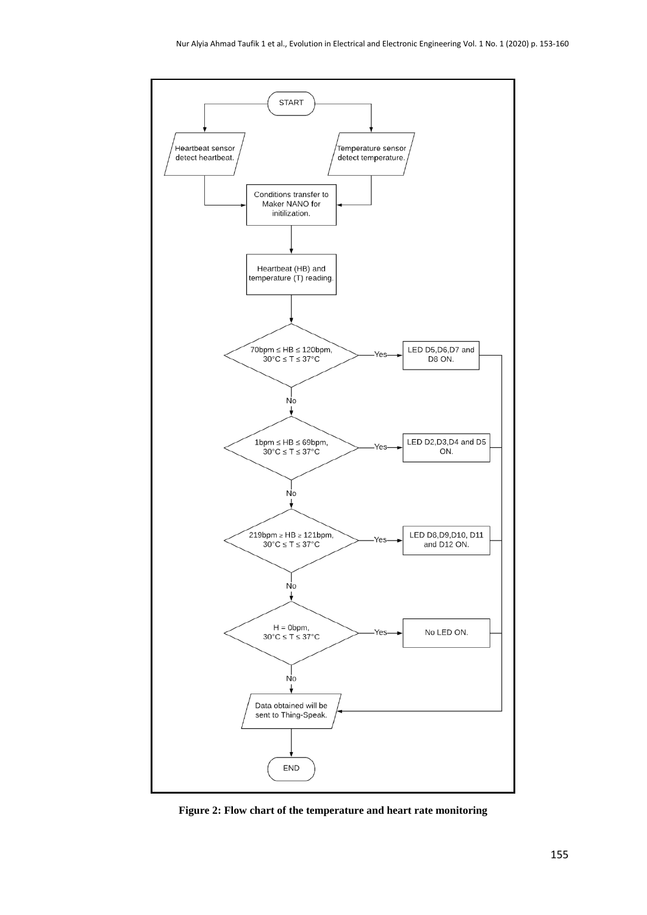START

Heartbeat sensor detect heartbeat.

Temperature sensor detect temperature.

Conditions transfer to Maker NANO for initilization.

Heartbeat (HB) and temperature (T) reading.

70bpm ≤ HB ≤ 120bpm, 30°C ≤ T ≤ 37°C — Yes → LED D5,D6,D7 and D8 ON.

No

1bpm ≤ HB ≤ 69bpm, 30°C ≤ T ≤ 37°C — Yes → LED D2,D3,D4 and D5 ON.

No

219bpm ≥ HB ≥ 121bpm, 30°C ≤ T ≤ 37°C — Yes → LED D8,D9,D10, D11 and D12 ON.

No

H = 0bpm, 30°C ≤ T ≤ 37°C — Yes → No LED ON.

No

Data obtained will be sent to Thing-Speak.

END

**Figure 2: Flow chart of the temperature and heart rate monitoring**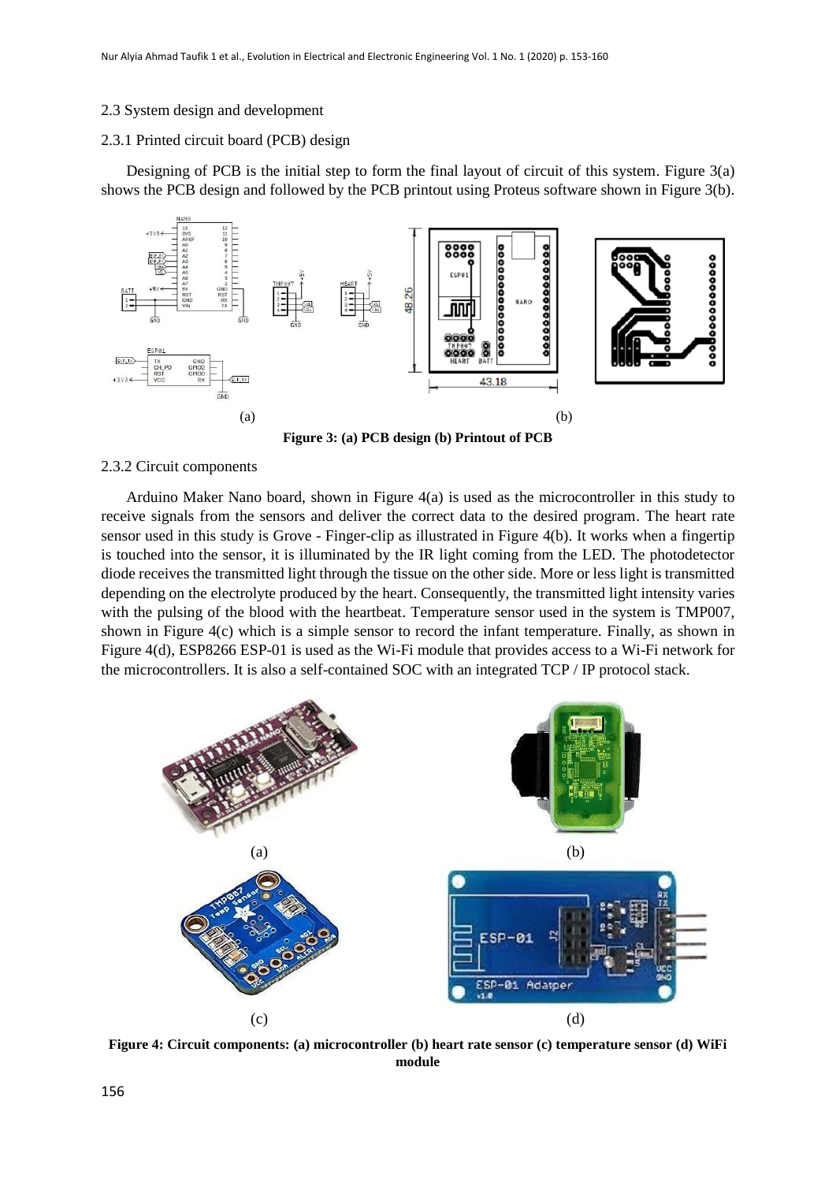### 2.3 System design and development

#### 2.3.1 Printed circuit board (PCB) design

Designing of PCB is the initial step to form the final layout of circuit of this system. Figure 3(a) shows the PCB design and followed by the PCB printout using Proteus software shown in Figure 3(b).

(a) (b)

**Figure 3: (a) PCB design (b) Printout of PCB**

#### 2.3.2 Circuit components

Arduino Maker Nano board, shown in Figure 4(a) is used as the microcontroller in this study to receive signals from the sensors and deliver the correct data to the desired program. The heart rate sensor used in this study is Grove - Finger-clip as illustrated in Figure 4(b). It works when a fingertip is touched into the sensor, it is illuminated by the IR light coming from the LED. The photodetector diode receives the transmitted light through the tissue on the other side. More or less light is transmitted depending on the electrolyte produced by the heart. Consequently, the transmitted light intensity varies with the pulsing of the blood with the heartbeat. Temperature sensor used in the system is TMP007, shown in Figure 4(c) which is a simple sensor to record the infant temperature. Finally, as shown in Figure 4(d), ESP8266 ESP-01 is used as the Wi-Fi module that provides access to a Wi-Fi network for the microcontrollers. It is also a self-contained SOC with an integrated TCP / IP protocol stack.

(a) (b)

(c) (d)

**Figure 4: Circuit components: (a) microcontroller (b) heart rate sensor (c) temperature sensor (d) WiFi module**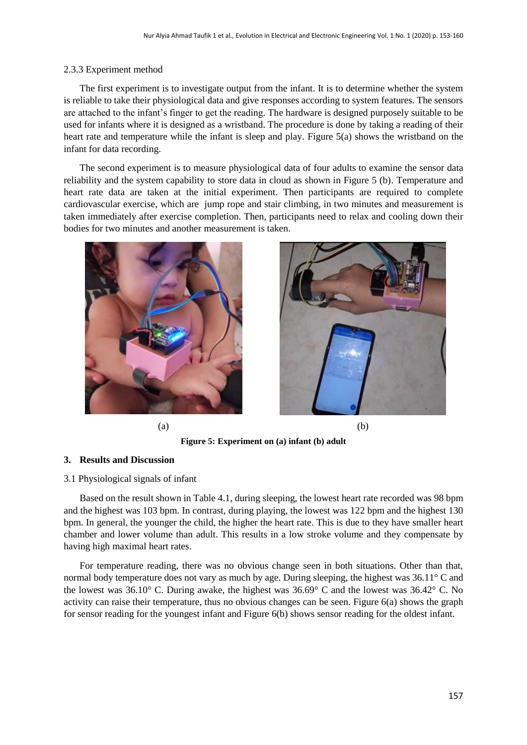2.3.3 Experiment method

The first experiment is to investigate output from the infant. It is to determine whether the system is reliable to take their physiological data and give responses according to system features. The sensors are attached to the infant's finger to get the reading. The hardware is designed purposely suitable to be used for infants where it is designed as a wristband. The procedure is done by taking a reading of their heart rate and temperature while the infant is sleep and play. Figure 5(a) shows the wristband on the infant for data recording.

The second experiment is to measure physiological data of four adults to examine the sensor data reliability and the system capability to store data in cloud as shown in Figure 5 (b). Temperature and heart rate data are taken at the initial experiment. Then participants are required to complete cardiovascular exercise, which are jump rope and stair climbing, in two minutes and measurement is taken immediately after exercise completion. Then, participants need to relax and cooling down their bodies for two minutes and another measurement is taken.

(a) (b)

**Figure 5: Experiment on (a) infant (b) adult**

## 3. Results and Discussion

3.1 Physiological signals of infant

Based on the result shown in Table 4.1, during sleeping, the lowest heart rate recorded was 98 bpm and the highest was 103 bpm. In contrast, during playing, the lowest was 122 bpm and the highest 130 bpm. In general, the younger the child, the higher the heart rate. This is due to they have smaller heart chamber and lower volume than adult. This results in a low stroke volume and they compensate by having high maximal heart rates.

For temperature reading, there was no obvious change seen in both situations. Other than that, normal body temperature does not vary as much by age. During sleeping, the highest was 36.11° C and the lowest was 36.10° C. During awake, the highest was 36.69° C and the lowest was 36.42° C. No activity can raise their temperature, thus no obvious changes can be seen. Figure 6(a) shows the graph for sensor reading for the youngest infant and Figure 6(b) shows sensor reading for the oldest infant.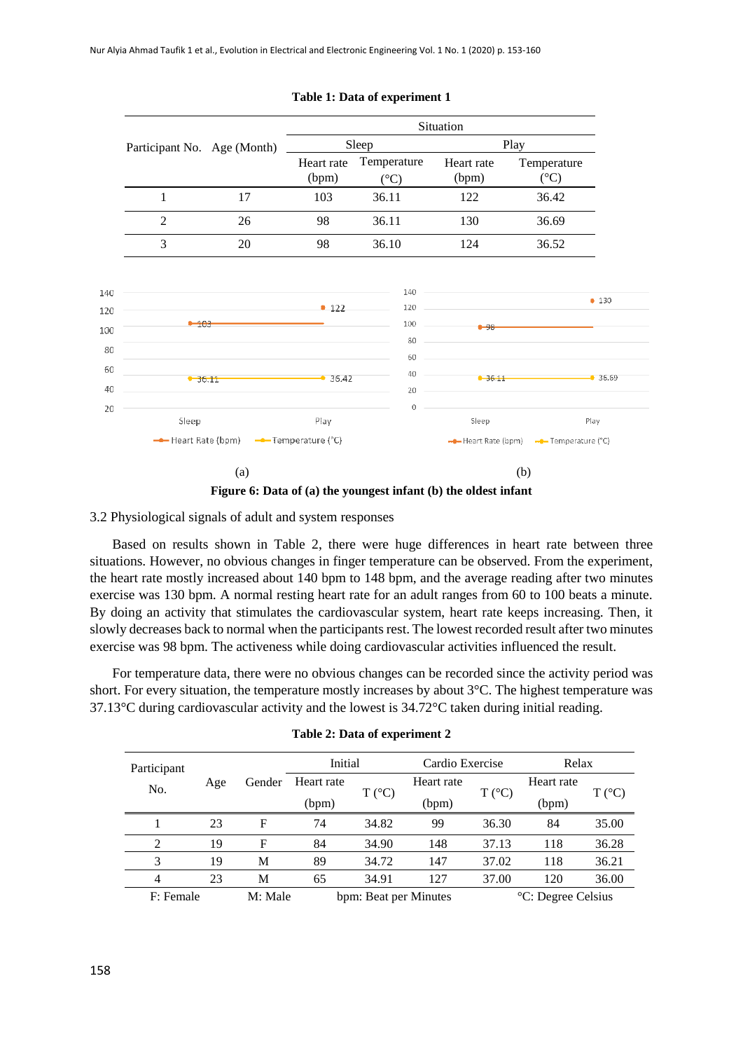**Table 1: Data of experiment 1**

| Participant No. | Age (Month) | Situation | | | |
|---|---|---|---|---|---|
| | | Sleep | | Play | |
| | | Heart rate (bpm) | Temperature (°C) | Heart rate (bpm) | Temperature (°C) |
| 1 | 17 | 103 | 36.11 | 122 | 36.42 |
| 2 | 26 | 98 | 36.11 | 130 | 36.69 |
| 3 | 20 | 98 | 36.10 | 124 | 36.52 |

(a) (b)

**Figure 6: Data of (a) the youngest infant (b) the oldest infant**

3.2 Physiological signals of adult and system responses

Based on results shown in Table 2, there were huge differences in heart rate between three situations. However, no obvious changes in finger temperature can be observed. From the experiment, the heart rate mostly increased about 140 bpm to 148 bpm, and the average reading after two minutes exercise was 130 bpm. A normal resting heart rate for an adult ranges from 60 to 100 beats a minute. By doing an activity that stimulates the cardiovascular system, heart rate keeps increasing. Then, it slowly decreases back to normal when the participants rest. The lowest recorded result after two minutes exercise was 98 bpm. The activeness while doing cardiovascular activities influenced the result.

For temperature data, there were no obvious changes can be recorded since the activity period was short. For every situation, the temperature mostly increases by about 3°C. The highest temperature was 37.13°C during cardiovascular activity and the lowest is 34.72°C taken during initial reading.

**Table 2: Data of experiment 2**

| Participant No. | Age | Gender | Initial | | Cardio Exercise | | Relax | |
|---|---|---|---|---|---|---|---|---|
| | | | Heart rate (bpm) | T (°C) | Heart rate (bpm) | T (°C) | Heart rate (bpm) | T (°C) |
| 1 | 23 | F | 74 | 34.82 | 99 | 36.30 | 84 | 35.00 |
| 2 | 19 | F | 84 | 34.90 | 148 | 37.13 | 118 | 36.28 |
| 3 | 19 | M | 89 | 34.72 | 147 | 37.02 | 118 | 36.21 |
| 4 | 23 | M | 65 | 34.91 | 127 | 37.00 | 120 | 36.00 |

F: Female M: Male bpm: Beat per Minutes °C: Degree Celsius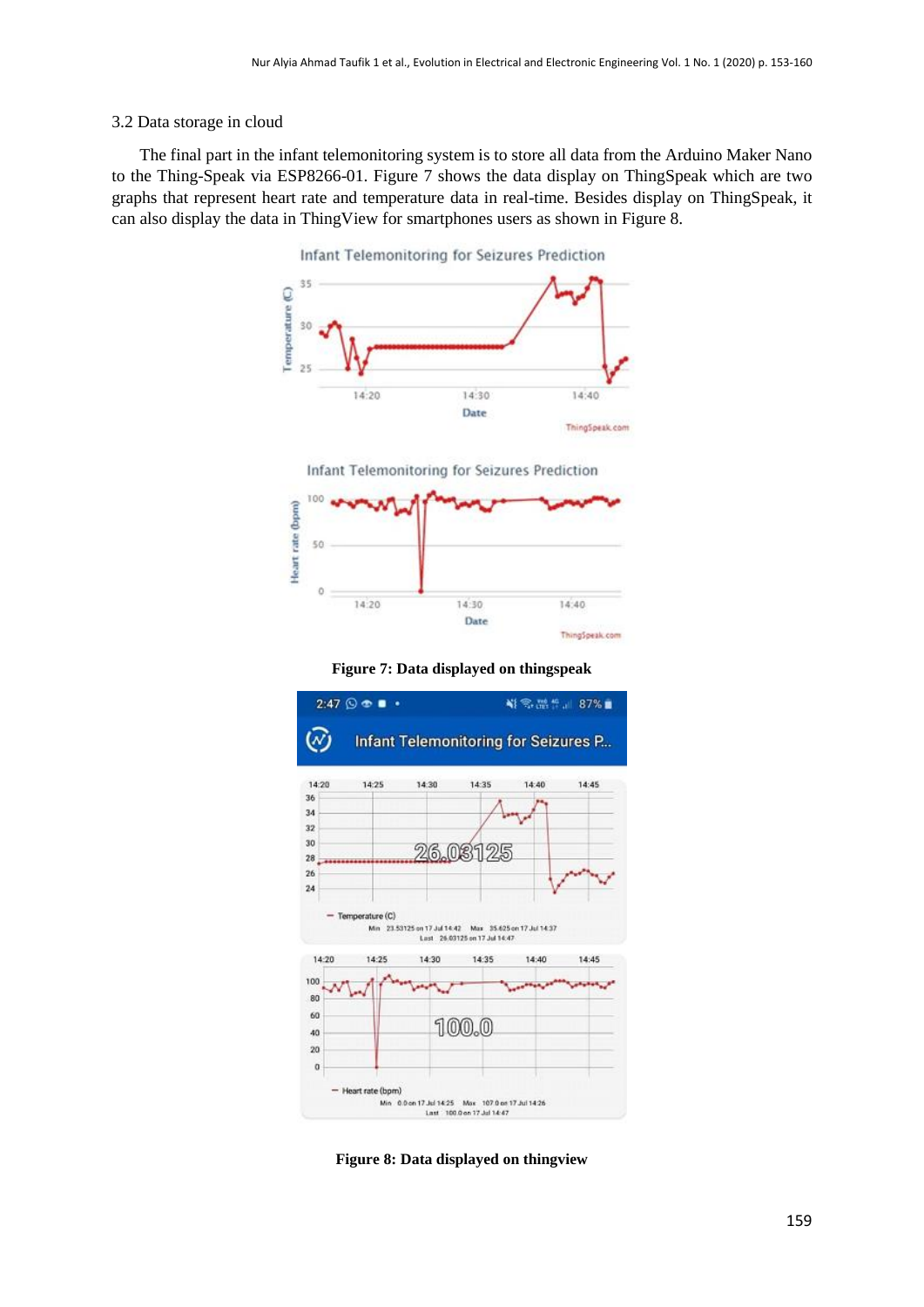### 3.2 Data storage in cloud

The final part in the infant telemonitoring system is to store all data from the Arduino Maker Nano to the Thing-Speak via ESP8266-01. Figure 7 shows the data display on ThingSpeak which are two graphs that represent heart rate and temperature data in real-time. Besides display on ThingSpeak, it can also display the data in ThingView for smartphones users as shown in Figure 8.

**Figure 7: Data displayed on thingspeak**

**Figure 8: Data displayed on thingview**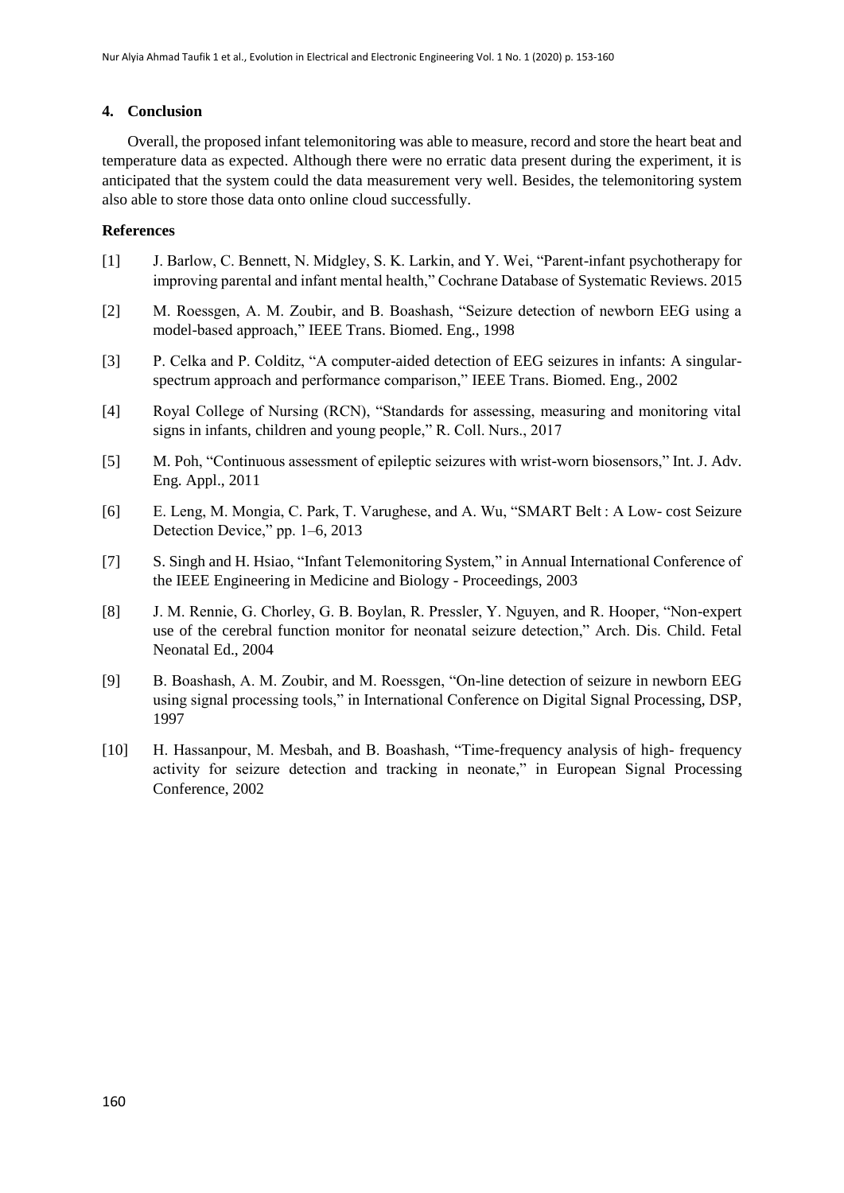## 4. Conclusion

Overall, the proposed infant telemonitoring was able to measure, record and store the heart beat and temperature data as expected. Although there were no erratic data present during the experiment, it is anticipated that the system could the data measurement very well. Besides, the telemonitoring system also able to store those data onto online cloud successfully.

## References

[1] J. Barlow, C. Bennett, N. Midgley, S. K. Larkin, and Y. Wei, "Parent-infant psychotherapy for improving parental and infant mental health," Cochrane Database of Systematic Reviews. 2015

[2] M. Roessgen, A. M. Zoubir, and B. Boashash, "Seizure detection of newborn EEG using a model-based approach," IEEE Trans. Biomed. Eng., 1998

[3] P. Celka and P. Colditz, "A computer-aided detection of EEG seizures in infants: A singular-spectrum approach and performance comparison," IEEE Trans. Biomed. Eng., 2002

[4] Royal College of Nursing (RCN), "Standards for assessing, measuring and monitoring vital signs in infants, children and young people," R. Coll. Nurs., 2017

[5] M. Poh, "Continuous assessment of epileptic seizures with wrist-worn biosensors," Int. J. Adv. Eng. Appl., 2011

[6] E. Leng, M. Mongia, C. Park, T. Varughese, and A. Wu, "SMART Belt : A Low- cost Seizure Detection Device," pp. 1–6, 2013

[7] S. Singh and H. Hsiao, "Infant Telemonitoring System," in Annual International Conference of the IEEE Engineering in Medicine and Biology - Proceedings, 2003

[8] J. M. Rennie, G. Chorley, G. B. Boylan, R. Pressler, Y. Nguyen, and R. Hooper, "Non-expert use of the cerebral function monitor for neonatal seizure detection," Arch. Dis. Child. Fetal Neonatal Ed., 2004

[9] B. Boashash, A. M. Zoubir, and M. Roessgen, "On-line detection of seizure in newborn EEG using signal processing tools," in International Conference on Digital Signal Processing, DSP, 1997

[10] H. Hassanpour, M. Mesbah, and B. Boashash, "Time-frequency analysis of high- frequency activity for seizure detection and tracking in neonate," in European Signal Processing Conference, 2002